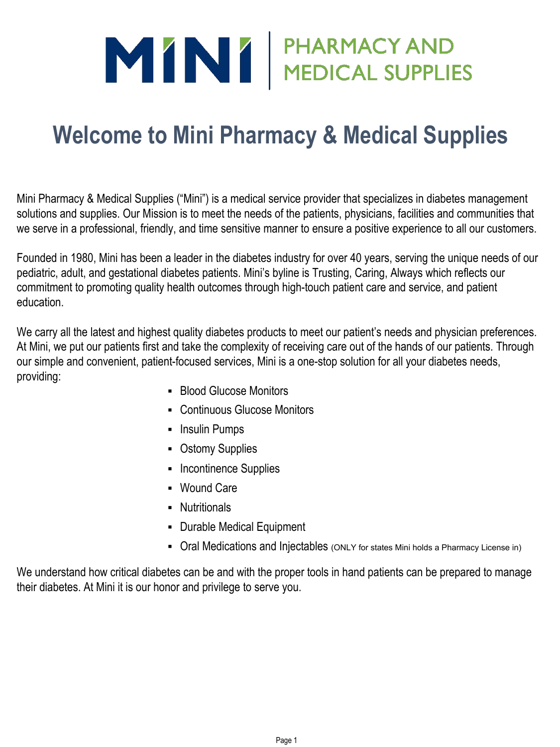MINI | PHARMACY AND MEDICAL SUPPLIES

# Welcome to Mini Pharmacy & Medical Supplies

Mini Pharmacy & Medical Supplies ("Mini") is a medical service provider that specializes in diabetes management solutions and supplies. Our Mission is to meet the needs of the patients, physicians, facilities and communities that we serve in a professional, friendly, and time sensitive manner to ensure a positive experience to all our customers.

Founded in 1980, Mini has been a leader in the diabetes industry for over 40 years, serving the unique needs of our pediatric, adult, and gestational diabetes patients. Mini's byline is Trusting, Caring, Always which reflects our commitment to promoting quality health outcomes through high-touch patient care and service, and patient education.

We carry all the latest and highest quality diabetes products to meet our patient's needs and physician preferences. At Mini, we put our patients first and take the complexity of receiving care out of the hands of our patients. Through our simple and convenient, patient-focused services, Mini is a one-stop solution for all your diabetes needs, providing:

- Blood Glucose Monitors
- Continuous Glucose Monitors
- Insulin Pumps
- Ostomy Supplies
- Incontinence Supplies
- Wound Care
- Nutritionals
- Durable Medical Equipment
- Oral Medications and Injectables (ONLY for states Mini holds a Pharmacy License in)

We understand how critical diabetes can be and with the proper tools in hand patients can be prepared to manage their diabetes. At Mini it is our honor and privilege to serve you.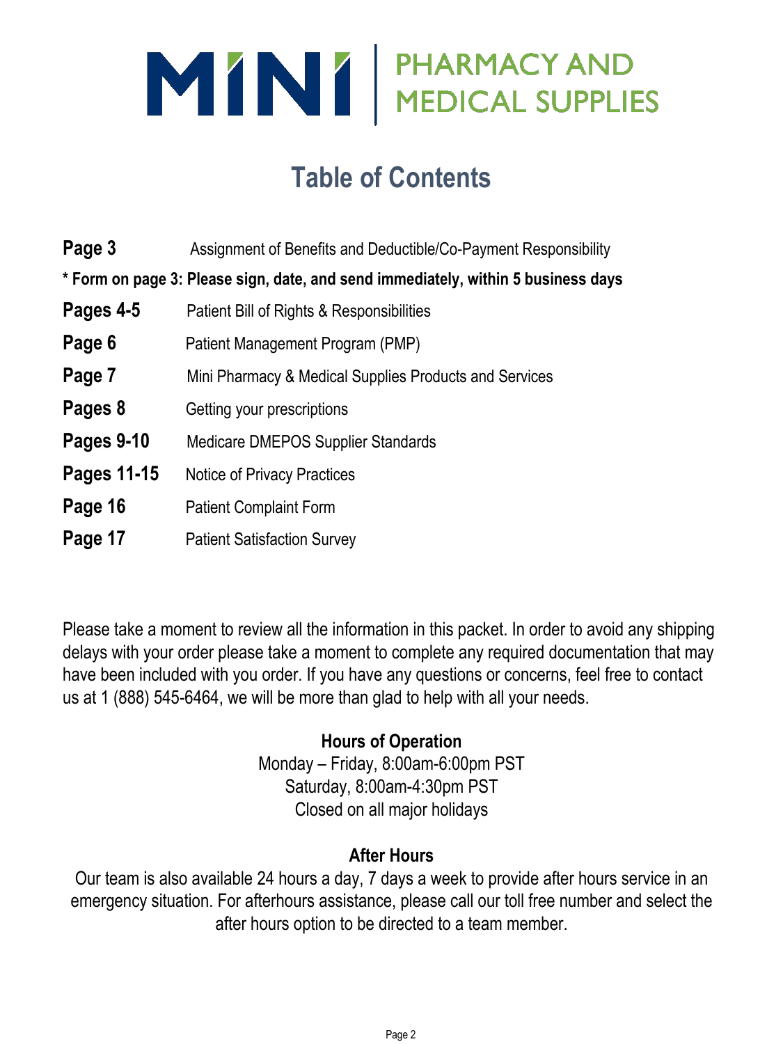**MINI** | PHARMACY AND MEDICAL SUPPLIES

# Table of Contents

| | |
|---|---|
| **Page 3** | Assignment of Benefits and Deductible/Co-Payment Responsibility |

**\* Form on page 3: Please sign, date, and send immediately, within 5 business days**

| | |
|---|---|
| **Pages 4-5** | Patient Bill of Rights & Responsibilities |
| **Page 6** | Patient Management Program (PMP) |
| **Page 7** | Mini Pharmacy & Medical Supplies Products and Services |
| **Pages 8** | Getting your prescriptions |
| **Pages 9-10** | Medicare DMEPOS Supplier Standards |
| **Pages 11-15** | Notice of Privacy Practices |
| **Page 16** | Patient Complaint Form |
| **Page 17** | Patient Satisfaction Survey |

Please take a moment to review all the information in this packet. In order to avoid any shipping delays with your order please take a moment to complete any required documentation that may have been included with you order. If you have any questions or concerns, feel free to contact us at 1 (888) 545-6464, we will be more than glad to help with all your needs.

**Hours of Operation**

Monday – Friday, 8:00am-6:00pm PST
Saturday, 8:00am-4:30pm PST
Closed on all major holidays

**After Hours**

Our team is also available 24 hours a day, 7 days a week to provide after hours service in an emergency situation. For afterhours assistance, please call our toll free number and select the after hours option to be directed to a team member.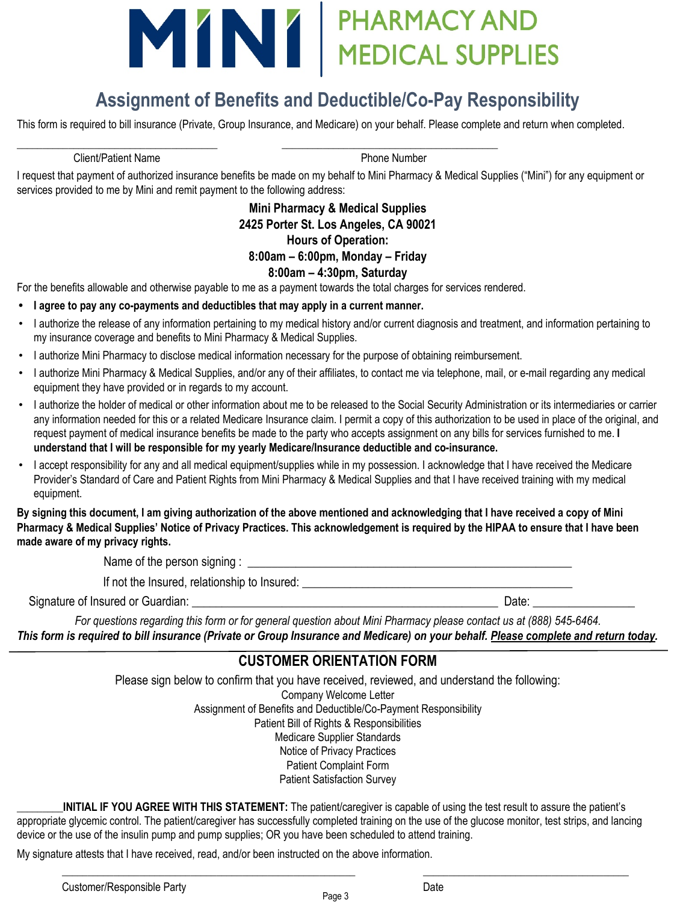MINI | PHARMACY AND MEDICAL SUPPLIES

# Assignment of Benefits and Deductible/Co-Pay Responsibility

This form is required to bill insurance (Private, Group Insurance, and Medicare) on your behalf. Please complete and return when completed.

_________________________________ Client/Patient Name

_________________________________ Phone Number

I request that payment of authorized insurance benefits be made on my behalf to Mini Pharmacy & Medical Supplies ("Mini") for any equipment or services provided to me by Mini and remit payment to the following address:

**Mini Pharmacy & Medical Supplies**
**2425 Porter St. Los Angeles, CA 90021**
**Hours of Operation:**
**8:00am – 6:00pm, Monday – Friday**
**8:00am – 4:30pm, Saturday**

For the benefits allowable and otherwise payable to me as a payment towards the total charges for services rendered.

- **I agree to pay any co-payments and deductibles that may apply in a current manner.**
- I authorize the release of any information pertaining to my medical history and/or current diagnosis and treatment, and information pertaining to my insurance coverage and benefits to Mini Pharmacy & Medical Supplies.
- I authorize Mini Pharmacy to disclose medical information necessary for the purpose of obtaining reimbursement.
- I authorize Mini Pharmacy & Medical Supplies, and/or any of their affiliates, to contact me via telephone, mail, or e-mail regarding any medical equipment they have provided or in regards to my account.
- I authorize the holder of medical or other information about me to be released to the Social Security Administration or its intermediaries or carrier any information needed for this or a related Medicare Insurance claim. I permit a copy of this authorization to be used in place of the original, and request payment of medical insurance benefits be made to the party who accepts assignment on any bills for services furnished to me. **I understand that I will be responsible for my yearly Medicare/Insurance deductible and co-insurance.**
- I accept responsibility for any and all medical equipment/supplies while in my possession. I acknowledge that I have received the Medicare Provider's Standard of Care and Patient Rights from Mini Pharmacy & Medical Supplies and that I have received training with my medical equipment.

**By signing this document, I am giving authorization of the above mentioned and acknowledging that I have received a copy of Mini Pharmacy & Medical Supplies' Notice of Privacy Practices. This acknowledgement is required by the HIPAA to ensure that I have been made aware of my privacy rights.**

Name of the person signing : _________________________________

If not the Insured, relationship to Insured: _________________________________

Signature of Insured or Guardian: _________________________________ Date: ________________

*For questions regarding this form or for general question about Mini Pharmacy please contact us at (888) 545-6464.*

***This form is required to bill insurance (Private or Group Insurance and Medicare) on your behalf. Please complete and return today.***

## CUSTOMER ORIENTATION FORM

Please sign below to confirm that you have received, reviewed, and understand the following:

Company Welcome Letter
Assignment of Benefits and Deductible/Co-Payment Responsibility
Patient Bill of Rights & Responsibilities
Medicare Supplier Standards
Notice of Privacy Practices
Patient Complaint Form
Patient Satisfaction Survey

________**INITIAL IF YOU AGREE WITH THIS STATEMENT:** The patient/caregiver is capable of using the test result to assure the patient's appropriate glycemic control. The patient/caregiver has successfully completed training on the use of the glucose monitor, test strips, and lancing device or the use of the insulin pump and pump supplies; OR you have been scheduled to attend training.

My signature attests that I have received, read, and/or been instructed on the above information.

_________________________________ Customer/Responsible Party

_________________________________ Date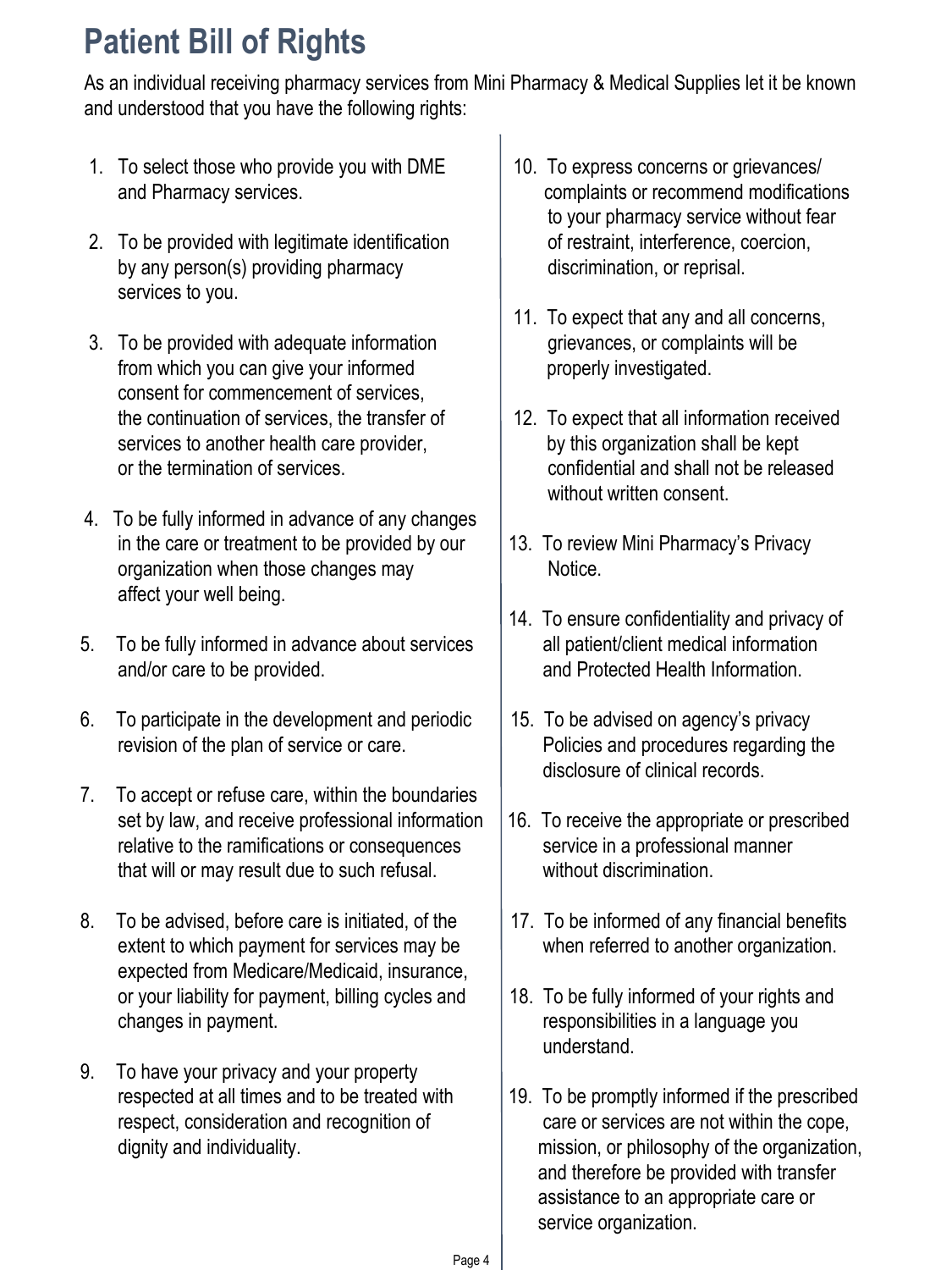# Patient Bill of Rights

As an individual receiving pharmacy services from Mini Pharmacy & Medical Supplies let it be known and understood that you have the following rights:

1. To select those who provide you with DME and Pharmacy services.
2. To be provided with legitimate identification by any person(s) providing pharmacy services to you.
3. To be provided with adequate information from which you can give your informed consent for commencement of services, the continuation of services, the transfer of services to another health care provider, or the termination of services.
4. To be fully informed in advance of any changes in the care or treatment to be provided by our organization when those changes may affect your well being.
5. To be fully informed in advance about services and/or care to be provided.
6. To participate in the development and periodic revision of the plan of service or care.
7. To accept or refuse care, within the boundaries set by law, and receive professional information relative to the ramifications or consequences that will or may result due to such refusal.
8. To be advised, before care is initiated, of the extent to which payment for services may be expected from Medicare/Medicaid, insurance, or your liability for payment, billing cycles and changes in payment.
9. To have your privacy and your property respected at all times and to be treated with respect, consideration and recognition of dignity and individuality.
10. To express concerns or grievances/ complaints or recommend modifications to your pharmacy service without fear of restraint, interference, coercion, discrimination, or reprisal.
11. To expect that any and all concerns, grievances, or complaints will be properly investigated.
12. To expect that all information received by this organization shall be kept confidential and shall not be released without written consent.
13. To review Mini Pharmacy's Privacy Notice.
14. To ensure confidentiality and privacy of all patient/client medical information and Protected Health Information.
15. To be advised on agency's privacy Policies and procedures regarding the disclosure of clinical records.
16. To receive the appropriate or prescribed service in a professional manner without discrimination.
17. To be informed of any financial benefits when referred to another organization.
18. To be fully informed of your rights and responsibilities in a language you understand.
19. To be promptly informed if the prescribed care or services are not within the cope, mission, or philosophy of the organization, and therefore be provided with transfer assistance to an appropriate care or service organization.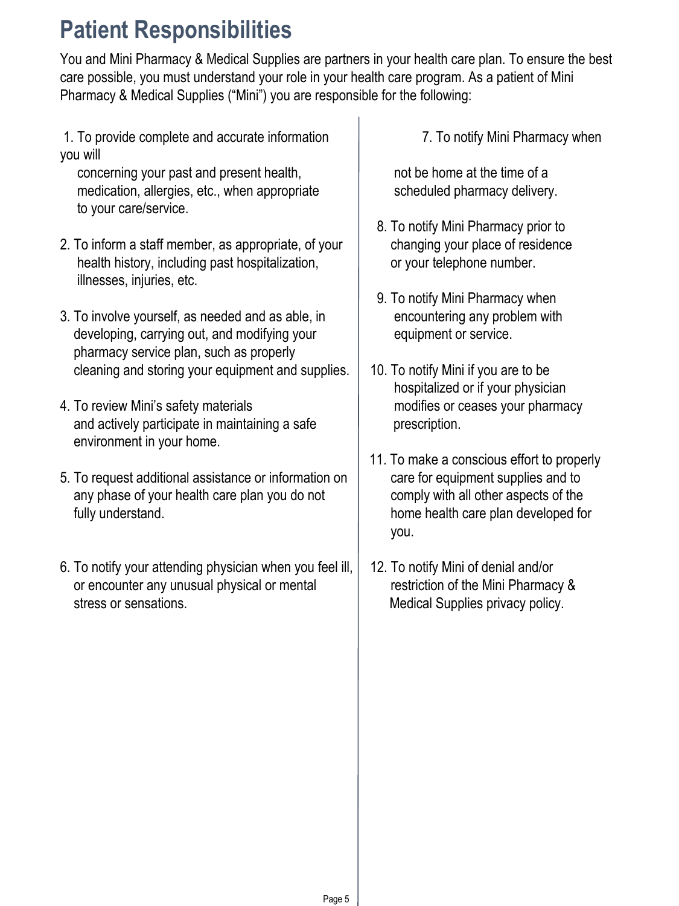# Patient Responsibilities

You and Mini Pharmacy & Medical Supplies are partners in your health care plan. To ensure the best care possible, you must understand your role in your health care program. As a patient of Mini Pharmacy & Medical Supplies ("Mini") you are responsible for the following:

1. To provide complete and accurate information concerning your past and present health, medication, allergies, etc., when appropriate to your care/service.
2. To inform a staff member, as appropriate, of your health history, including past hospitalization, illnesses, injuries, etc.
3. To involve yourself, as needed and as able, in developing, carrying out, and modifying your pharmacy service plan, such as properly cleaning and storing your equipment and supplies.
4. To review Mini's safety materials and actively participate in maintaining a safe environment in your home.
5. To request additional assistance or information on any phase of your health care plan you do not fully understand.
6. To notify your attending physician when you feel ill, or encounter any unusual physical or mental stress or sensations.
7. To notify Mini Pharmacy when you will not be home at the time of a scheduled pharmacy delivery.
8. To notify Mini Pharmacy prior to changing your place of residence or your telephone number.
9. To notify Mini Pharmacy when encountering any problem with equipment or service.
10. To notify Mini if you are to be hospitalized or if your physician modifies or ceases your pharmacy prescription.
11. To make a conscious effort to properly care for equipment supplies and to comply with all other aspects of the home health care plan developed for you.
12. To notify Mini of denial and/or restriction of the Mini Pharmacy & Medical Supplies privacy policy.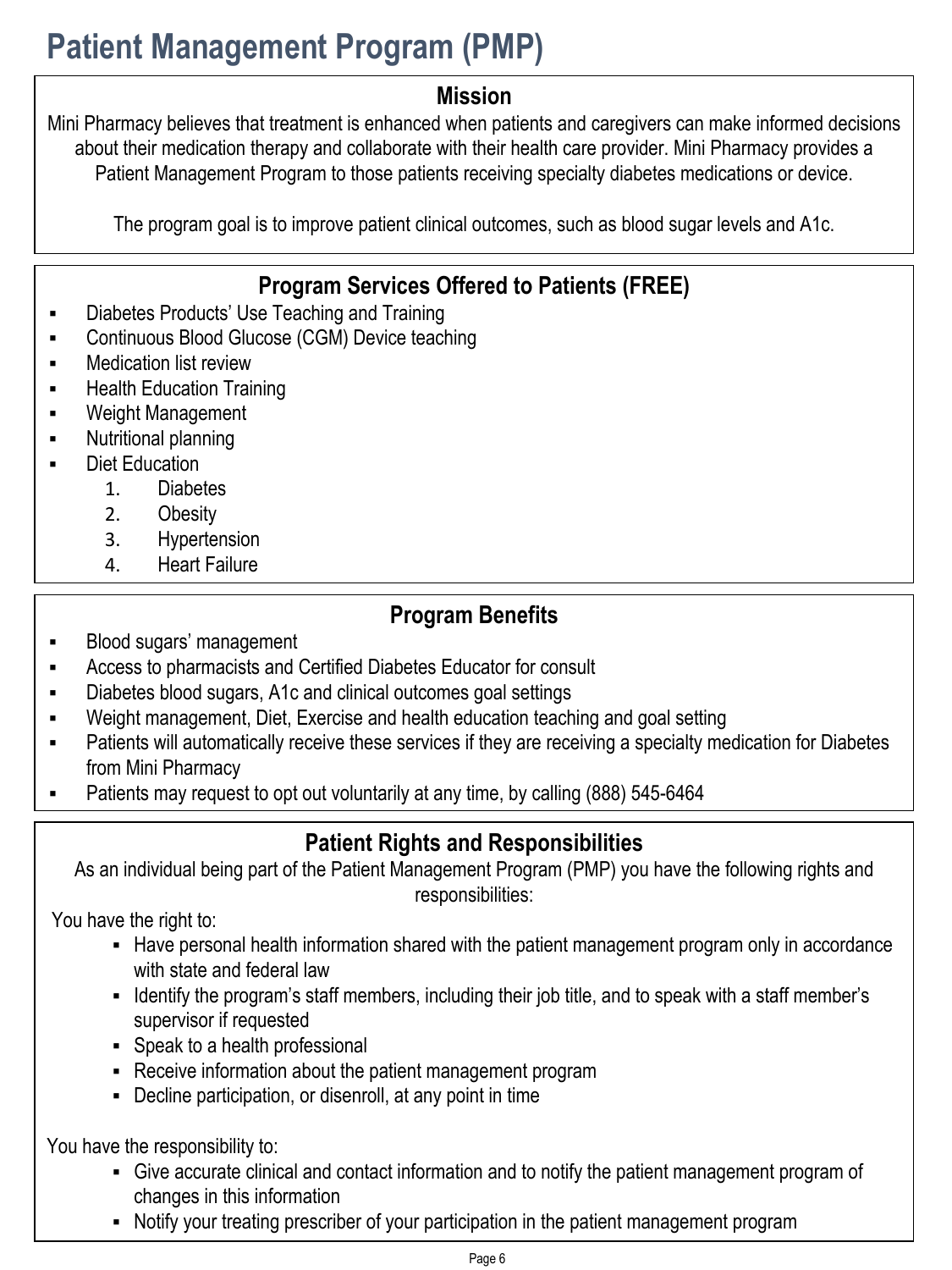# Patient Management Program (PMP)

## Mission

Mini Pharmacy believes that treatment is enhanced when patients and caregivers can make informed decisions about their medication therapy and collaborate with their health care provider. Mini Pharmacy provides a Patient Management Program to those patients receiving specialty diabetes medications or device.

The program goal is to improve patient clinical outcomes, such as blood sugar levels and A1c.

## Program Services Offered to Patients (FREE)

- Diabetes Products' Use Teaching and Training
- Continuous Blood Glucose (CGM) Device teaching
- Medication list review
- Health Education Training
- Weight Management
- Nutritional planning
- Diet Education
  1. Diabetes
  2. Obesity
  3. Hypertension
  4. Heart Failure

## Program Benefits

- Blood sugars' management
- Access to pharmacists and Certified Diabetes Educator for consult
- Diabetes blood sugars, A1c and clinical outcomes goal settings
- Weight management, Diet, Exercise and health education teaching and goal setting
- Patients will automatically receive these services if they are receiving a specialty medication for Diabetes from Mini Pharmacy
- Patients may request to opt out voluntarily at any time, by calling (888) 545-6464

## Patient Rights and Responsibilities

As an individual being part of the Patient Management Program (PMP) you have the following rights and responsibilities:

You have the right to:

- Have personal health information shared with the patient management program only in accordance with state and federal law
- Identify the program's staff members, including their job title, and to speak with a staff member's supervisor if requested
- Speak to a health professional
- Receive information about the patient management program
- Decline participation, or disenroll, at any point in time

You have the responsibility to:

- Give accurate clinical and contact information and to notify the patient management program of changes in this information
- Notify your treating prescriber of your participation in the patient management program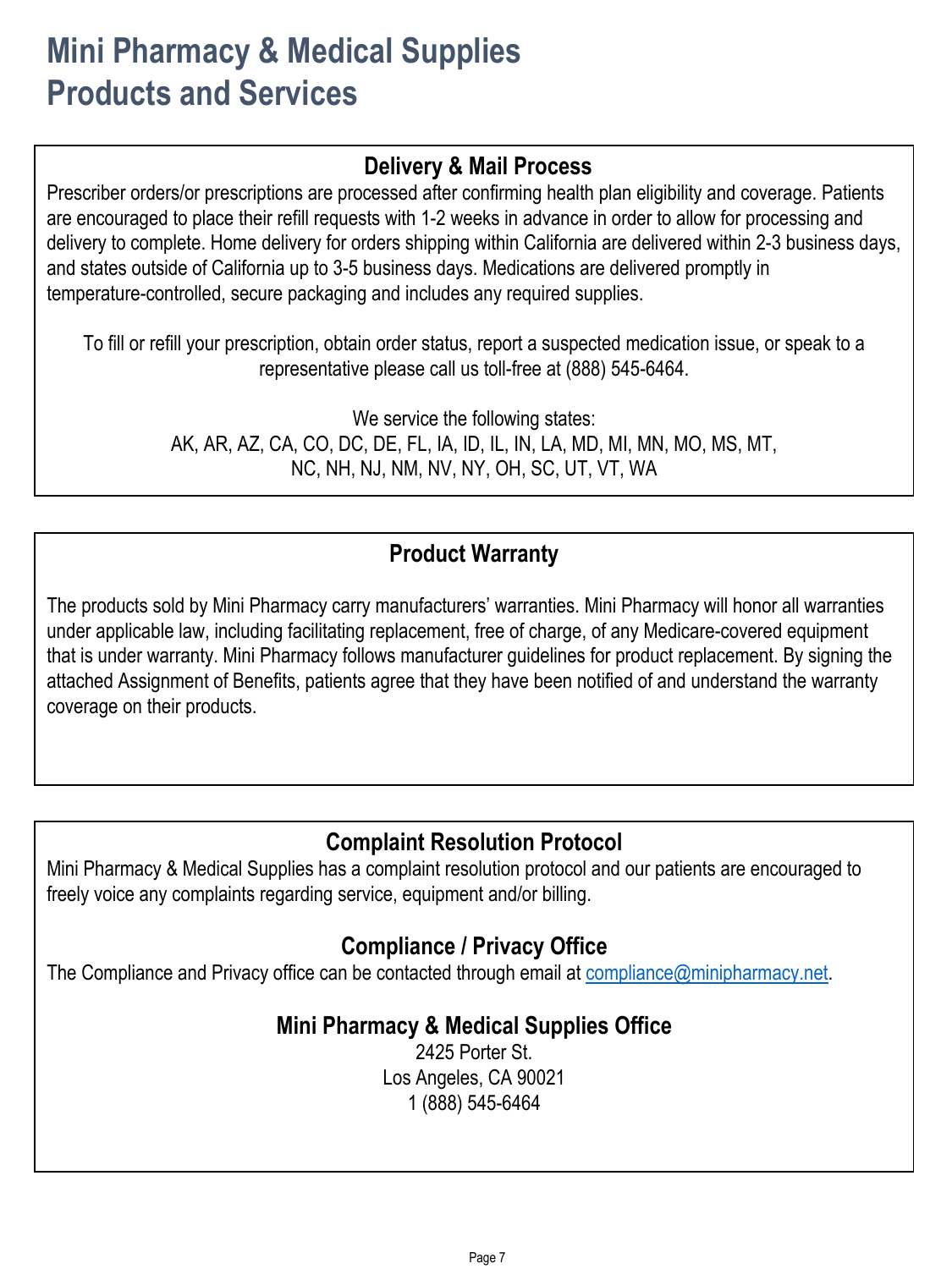# Mini Pharmacy & Medical Supplies Products and Services

## Delivery & Mail Process

Prescriber orders/or prescriptions are processed after confirming health plan eligibility and coverage. Patients are encouraged to place their refill requests with 1-2 weeks in advance in order to allow for processing and delivery to complete. Home delivery for orders shipping within California are delivered within 2-3 business days, and states outside of California up to 3-5 business days. Medications are delivered promptly in temperature-controlled, secure packaging and includes any required supplies.

To fill or refill your prescription, obtain order status, report a suspected medication issue, or speak to a representative please call us toll-free at (888) 545-6464.

We service the following states:
AK, AR, AZ, CA, CO, DC, DE, FL, IA, ID, IL, IN, LA, MD, MI, MN, MO, MS, MT, NC, NH, NJ, NM, NV, NY, OH, SC, UT, VT, WA

## Product Warranty

The products sold by Mini Pharmacy carry manufacturers' warranties. Mini Pharmacy will honor all warranties under applicable law, including facilitating replacement, free of charge, of any Medicare-covered equipment that is under warranty. Mini Pharmacy follows manufacturer guidelines for product replacement. By signing the attached Assignment of Benefits, patients agree that they have been notified of and understand the warranty coverage on their products.

## Complaint Resolution Protocol

Mini Pharmacy & Medical Supplies has a complaint resolution protocol and our patients are encouraged to freely voice any complaints regarding service, equipment and/or billing.

## Compliance / Privacy Office

The Compliance and Privacy office can be contacted through email at compliance@minipharmacy.net.

## Mini Pharmacy & Medical Supplies Office

2425 Porter St.
Los Angeles, CA 90021
1 (888) 545-6464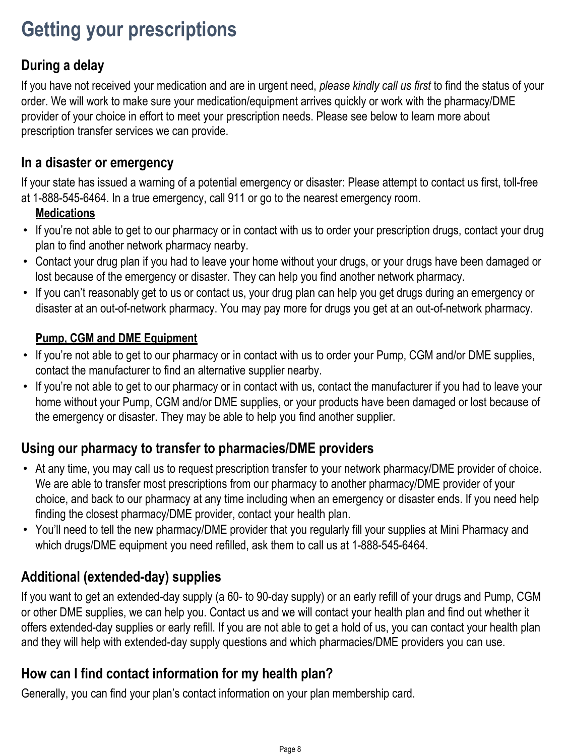# Getting your prescriptions

## During a delay

If you have not received your medication and are in urgent need, *please kindly call us first* to find the status of your order. We will work to make sure your medication/equipment arrives quickly or work with the pharmacy/DME provider of your choice in effort to meet your prescription needs. Please see below to learn more about prescription transfer services we can provide.

## In a disaster or emergency

If your state has issued a warning of a potential emergency or disaster: Please attempt to contact us first, toll-free at 1-888-545-6464. In a true emergency, call 911 or go to the nearest emergency room.

**<u>Medications</u>**

- If you're not able to get to our pharmacy or in contact with us to order your prescription drugs, contact your drug plan to find another network pharmacy nearby.
- Contact your drug plan if you had to leave your home without your drugs, or your drugs have been damaged or lost because of the emergency or disaster. They can help you find another network pharmacy.
- If you can't reasonably get to us or contact us, your drug plan can help you get drugs during an emergency or disaster at an out-of-network pharmacy. You may pay more for drugs you get at an out-of-network pharmacy.

**<u>Pump, CGM and DME Equipment</u>**

- If you're not able to get to our pharmacy or in contact with us to order your Pump, CGM and/or DME supplies, contact the manufacturer to find an alternative supplier nearby.
- If you're not able to get to our pharmacy or in contact with us, contact the manufacturer if you had to leave your home without your Pump, CGM and/or DME supplies, or your products have been damaged or lost because of the emergency or disaster. They may be able to help you find another supplier.

## Using our pharmacy to transfer to pharmacies/DME providers

- At any time, you may call us to request prescription transfer to your network pharmacy/DME provider of choice. We are able to transfer most prescriptions from our pharmacy to another pharmacy/DME provider of your choice, and back to our pharmacy at any time including when an emergency or disaster ends. If you need help finding the closest pharmacy/DME provider, contact your health plan.
- You'll need to tell the new pharmacy/DME provider that you regularly fill your supplies at Mini Pharmacy and which drugs/DME equipment you need refilled, ask them to call us at 1-888-545-6464.

## Additional (extended-day) supplies

If you want to get an extended-day supply (a 60- to 90-day supply) or an early refill of your drugs and Pump, CGM or other DME supplies, we can help you. Contact us and we will contact your health plan and find out whether it offers extended-day supplies or early refill. If you are not able to get a hold of us, you can contact your health plan and they will help with extended-day supply questions and which pharmacies/DME providers you can use.

## How can I find contact information for my health plan?

Generally, you can find your plan's contact information on your plan membership card.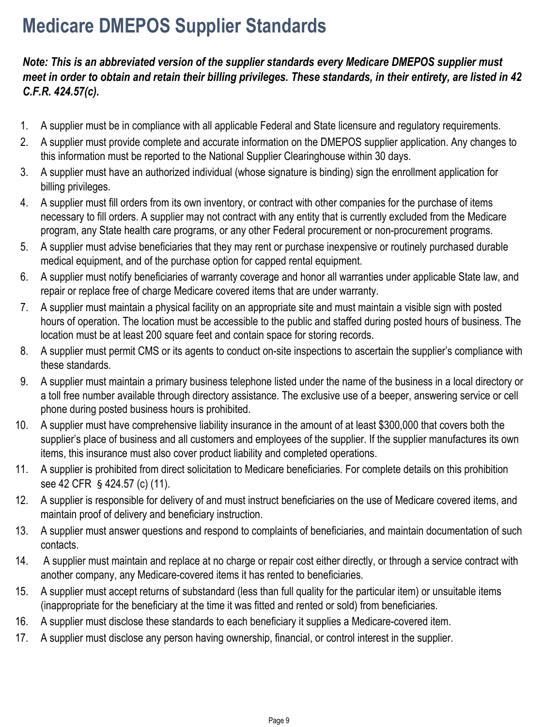# Medicare DMEPOS Supplier Standards

***Note: This is an abbreviated version of the supplier standards every Medicare DMEPOS supplier must meet in order to obtain and retain their billing privileges. These standards, in their entirety, are listed in 42 C.F.R. 424.57(c).***

1. A supplier must be in compliance with all applicable Federal and State licensure and regulatory requirements.
2. A supplier must provide complete and accurate information on the DMEPOS supplier application. Any changes to this information must be reported to the National Supplier Clearinghouse within 30 days.
3. A supplier must have an authorized individual (whose signature is binding) sign the enrollment application for billing privileges.
4. A supplier must fill orders from its own inventory, or contract with other companies for the purchase of items necessary to fill orders. A supplier may not contract with any entity that is currently excluded from the Medicare program, any State health care programs, or any other Federal procurement or non-procurement programs.
5. A supplier must advise beneficiaries that they may rent or purchase inexpensive or routinely purchased durable medical equipment, and of the purchase option for capped rental equipment.
6. A supplier must notify beneficiaries of warranty coverage and honor all warranties under applicable State law, and repair or replace free of charge Medicare covered items that are under warranty.
7. A supplier must maintain a physical facility on an appropriate site and must maintain a visible sign with posted hours of operation. The location must be accessible to the public and staffed during posted hours of business. The location must be at least 200 square feet and contain space for storing records.
8. A supplier must permit CMS or its agents to conduct on-site inspections to ascertain the supplier's compliance with these standards.
9. A supplier must maintain a primary business telephone listed under the name of the business in a local directory or a toll free number available through directory assistance. The exclusive use of a beeper, answering service or cell phone during posted business hours is prohibited.
10. A supplier must have comprehensive liability insurance in the amount of at least $300,000 that covers both the supplier's place of business and all customers and employees of the supplier. If the supplier manufactures its own items, this insurance must also cover product liability and completed operations.
11. A supplier is prohibited from direct solicitation to Medicare beneficiaries. For complete details on this prohibition see 42 CFR § 424.57 (c) (11).
12. A supplier is responsible for delivery of and must instruct beneficiaries on the use of Medicare covered items, and maintain proof of delivery and beneficiary instruction.
13. A supplier must answer questions and respond to complaints of beneficiaries, and maintain documentation of such contacts.
14. A supplier must maintain and replace at no charge or repair cost either directly, or through a service contract with another company, any Medicare-covered items it has rented to beneficiaries.
15. A supplier must accept returns of substandard (less than full quality for the particular item) or unsuitable items (inappropriate for the beneficiary at the time it was fitted and rented or sold) from beneficiaries.
16. A supplier must disclose these standards to each beneficiary it supplies a Medicare-covered item.
17. A supplier must disclose any person having ownership, financial, or control interest in the supplier.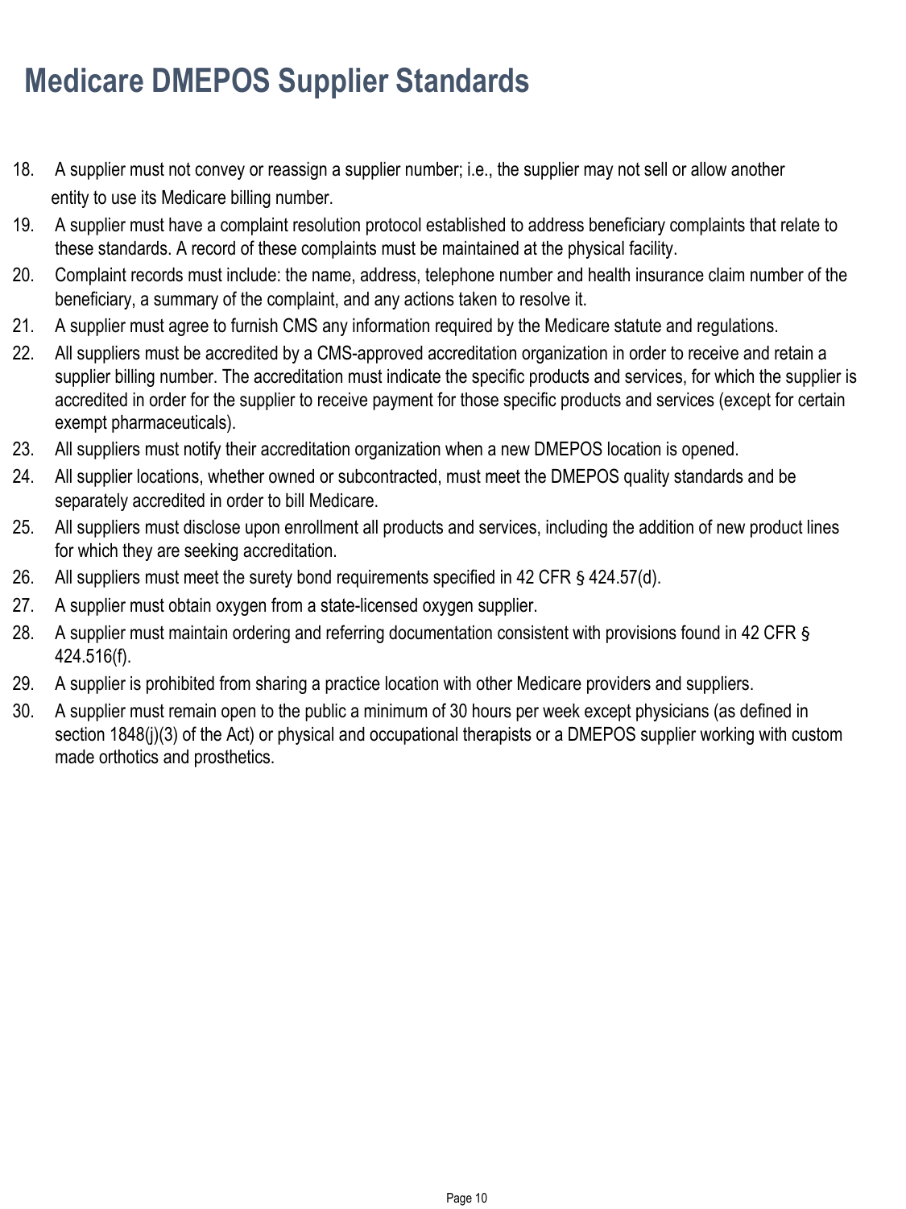# Medicare DMEPOS Supplier Standards

18. A supplier must not convey or reassign a supplier number; i.e., the supplier may not sell or allow another entity to use its Medicare billing number.
19. A supplier must have a complaint resolution protocol established to address beneficiary complaints that relate to these standards. A record of these complaints must be maintained at the physical facility.
20. Complaint records must include: the name, address, telephone number and health insurance claim number of the beneficiary, a summary of the complaint, and any actions taken to resolve it.
21. A supplier must agree to furnish CMS any information required by the Medicare statute and regulations.
22. All suppliers must be accredited by a CMS-approved accreditation organization in order to receive and retain a supplier billing number. The accreditation must indicate the specific products and services, for which the supplier is accredited in order for the supplier to receive payment for those specific products and services (except for certain exempt pharmaceuticals).
23. All suppliers must notify their accreditation organization when a new DMEPOS location is opened.
24. All supplier locations, whether owned or subcontracted, must meet the DMEPOS quality standards and be separately accredited in order to bill Medicare.
25. All suppliers must disclose upon enrollment all products and services, including the addition of new product lines for which they are seeking accreditation.
26. All suppliers must meet the surety bond requirements specified in 42 CFR § 424.57(d).
27. A supplier must obtain oxygen from a state-licensed oxygen supplier.
28. A supplier must maintain ordering and referring documentation consistent with provisions found in 42 CFR § 424.516(f).
29. A supplier is prohibited from sharing a practice location with other Medicare providers and suppliers.
30. A supplier must remain open to the public a minimum of 30 hours per week except physicians (as defined in section 1848(j)(3) of the Act) or physical and occupational therapists or a DMEPOS supplier working with custom made orthotics and prosthetics.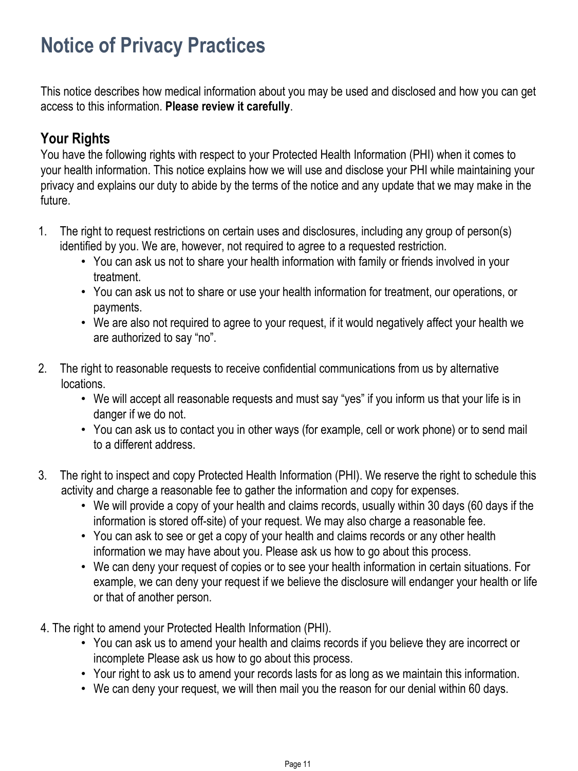# Notice of Privacy Practices

This notice describes how medical information about you may be used and disclosed and how you can get access to this information. **Please review it carefully**.

## Your Rights

You have the following rights with respect to your Protected Health Information (PHI) when it comes to your health information. This notice explains how we will use and disclose your PHI while maintaining your privacy and explains our duty to abide by the terms of the notice and any update that we may make in the future.

1. The right to request restrictions on certain uses and disclosures, including any group of person(s) identified by you. We are, however, not required to agree to a requested restriction.
    - You can ask us not to share your health information with family or friends involved in your treatment.
    - You can ask us not to share or use your health information for treatment, our operations, or payments.
    - We are also not required to agree to your request, if it would negatively affect your health we are authorized to say "no".

2. The right to reasonable requests to receive confidential communications from us by alternative locations.
    - We will accept all reasonable requests and must say "yes" if you inform us that your life is in danger if we do not.
    - You can ask us to contact you in other ways (for example, cell or work phone) or to send mail to a different address.

3. The right to inspect and copy Protected Health Information (PHI). We reserve the right to schedule this activity and charge a reasonable fee to gather the information and copy for expenses.
    - We will provide a copy of your health and claims records, usually within 30 days (60 days if the information is stored off-site) of your request. We may also charge a reasonable fee.
    - You can ask to see or get a copy of your health and claims records or any other health information we may have about you. Please ask us how to go about this process.
    - We can deny your request of copies or to see your health information in certain situations. For example, we can deny your request if we believe the disclosure will endanger your health or life or that of another person.

4. The right to amend your Protected Health Information (PHI).
    - You can ask us to amend your health and claims records if you believe they are incorrect or incomplete Please ask us how to go about this process.
    - Your right to ask us to amend your records lasts for as long as we maintain this information.
    - We can deny your request, we will then mail you the reason for our denial within 60 days.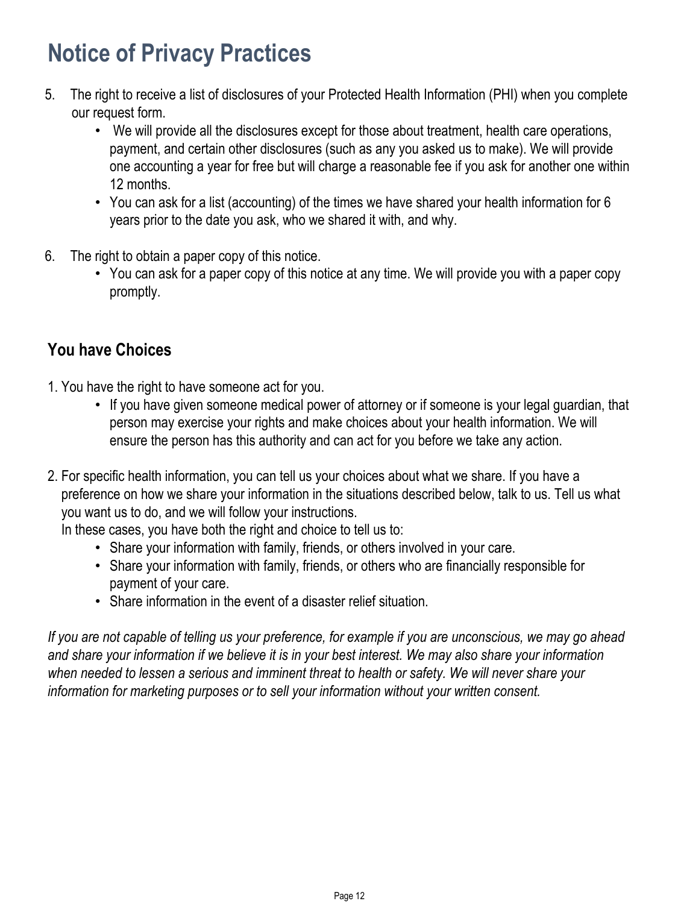# Notice of Privacy Practices

5. The right to receive a list of disclosures of your Protected Health Information (PHI) when you complete our request form.
    - We will provide all the disclosures except for those about treatment, health care operations, payment, and certain other disclosures (such as any you asked us to make). We will provide one accounting a year for free but will charge a reasonable fee if you ask for another one within 12 months.
    - You can ask for a list (accounting) of the times we have shared your health information for 6 years prior to the date you ask, who we shared it with, and why.

6. The right to obtain a paper copy of this notice.
    - You can ask for a paper copy of this notice at any time. We will provide you with a paper copy promptly.

## You have Choices

1. You have the right to have someone act for you.
    - If you have given someone medical power of attorney or if someone is your legal guardian, that person may exercise your rights and make choices about your health information. We will ensure the person has this authority and can act for you before we take any action.

2. For specific health information, you can tell us your choices about what we share. If you have a preference on how we share your information in the situations described below, talk to us. Tell us what you want us to do, and we will follow your instructions.
   In these cases, you have both the right and choice to tell us to:
    - Share your information with family, friends, or others involved in your care.
    - Share your information with family, friends, or others who are financially responsible for payment of your care.
    - Share information in the event of a disaster relief situation.

*If you are not capable of telling us your preference, for example if you are unconscious, we may go ahead and share your information if we believe it is in your best interest. We may also share your information when needed to lessen a serious and imminent threat to health or safety. We will never share your information for marketing purposes or to sell your information without your written consent.*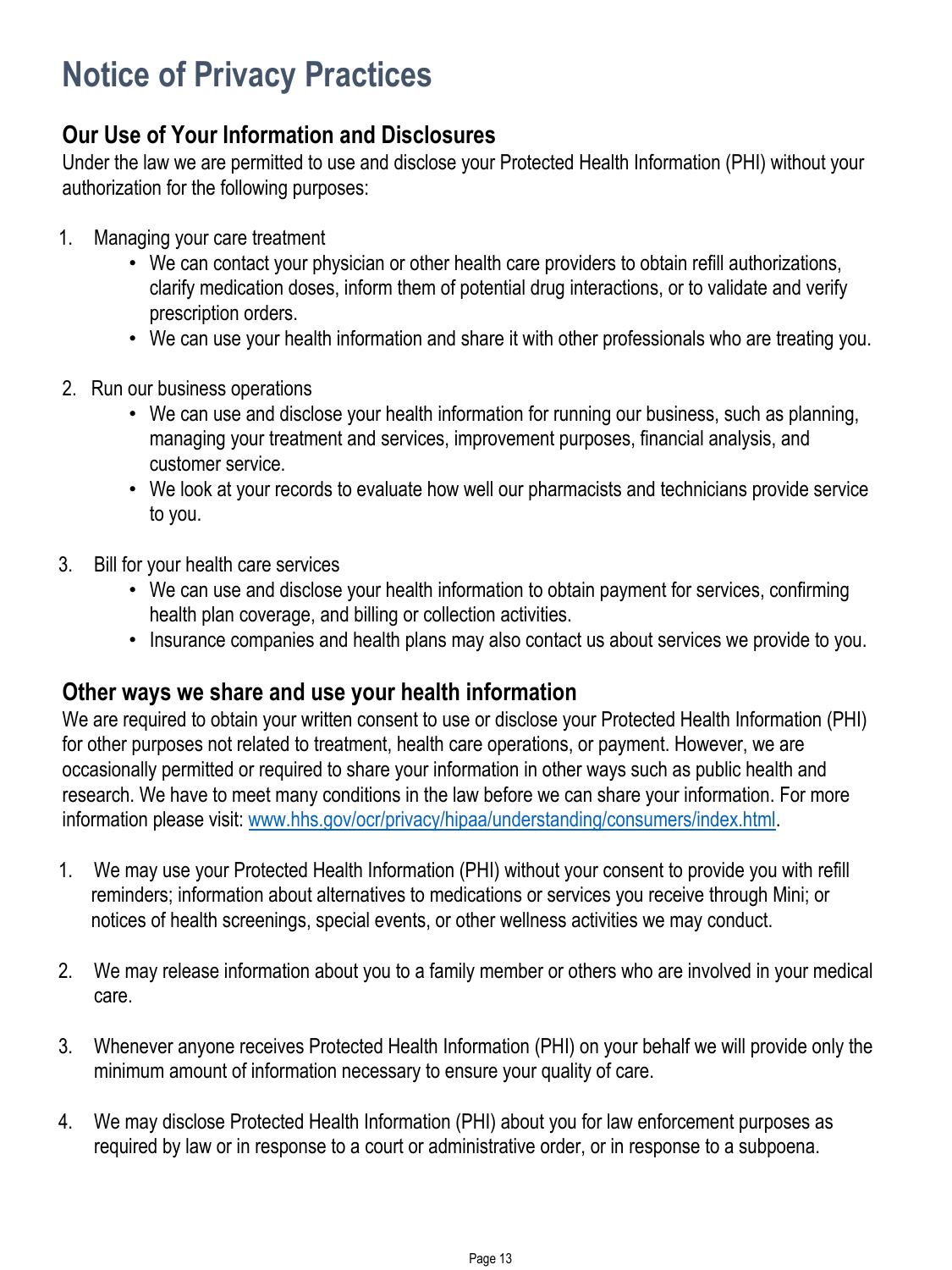# Notice of Privacy Practices

## Our Use of Your Information and Disclosures

Under the law we are permitted to use and disclose your Protected Health Information (PHI) without your authorization for the following purposes:

1. Managing your care treatment
   - We can contact your physician or other health care providers to obtain refill authorizations, clarify medication doses, inform them of potential drug interactions, or to validate and verify prescription orders.
   - We can use your health information and share it with other professionals who are treating you.

2. Run our business operations
   - We can use and disclose your health information for running our business, such as planning, managing your treatment and services, improvement purposes, financial analysis, and customer service.
   - We look at your records to evaluate how well our pharmacists and technicians provide service to you.

3. Bill for your health care services
   - We can use and disclose your health information to obtain payment for services, confirming health plan coverage, and billing or collection activities.
   - Insurance companies and health plans may also contact us about services we provide to you.

## Other ways we share and use your health information

We are required to obtain your written consent to use or disclose your Protected Health Information (PHI) for other purposes not related to treatment, health care operations, or payment. However, we are occasionally permitted or required to share your information in other ways such as public health and research. We have to meet many conditions in the law before we can share your information. For more information please visit: [www.hhs.gov/ocr/privacy/hipaa/understanding/consumers/index.html](http://www.hhs.gov/ocr/privacy/hipaa/understanding/consumers/index.html).

1. We may use your Protected Health Information (PHI) without your consent to provide you with refill reminders; information about alternatives to medications or services you receive through Mini; or notices of health screenings, special events, or other wellness activities we may conduct.

2. We may release information about you to a family member or others who are involved in your medical care.

3. Whenever anyone receives Protected Health Information (PHI) on your behalf we will provide only the minimum amount of information necessary to ensure your quality of care.

4. We may disclose Protected Health Information (PHI) about you for law enforcement purposes as required by law or in response to a court or administrative order, or in response to a subpoena.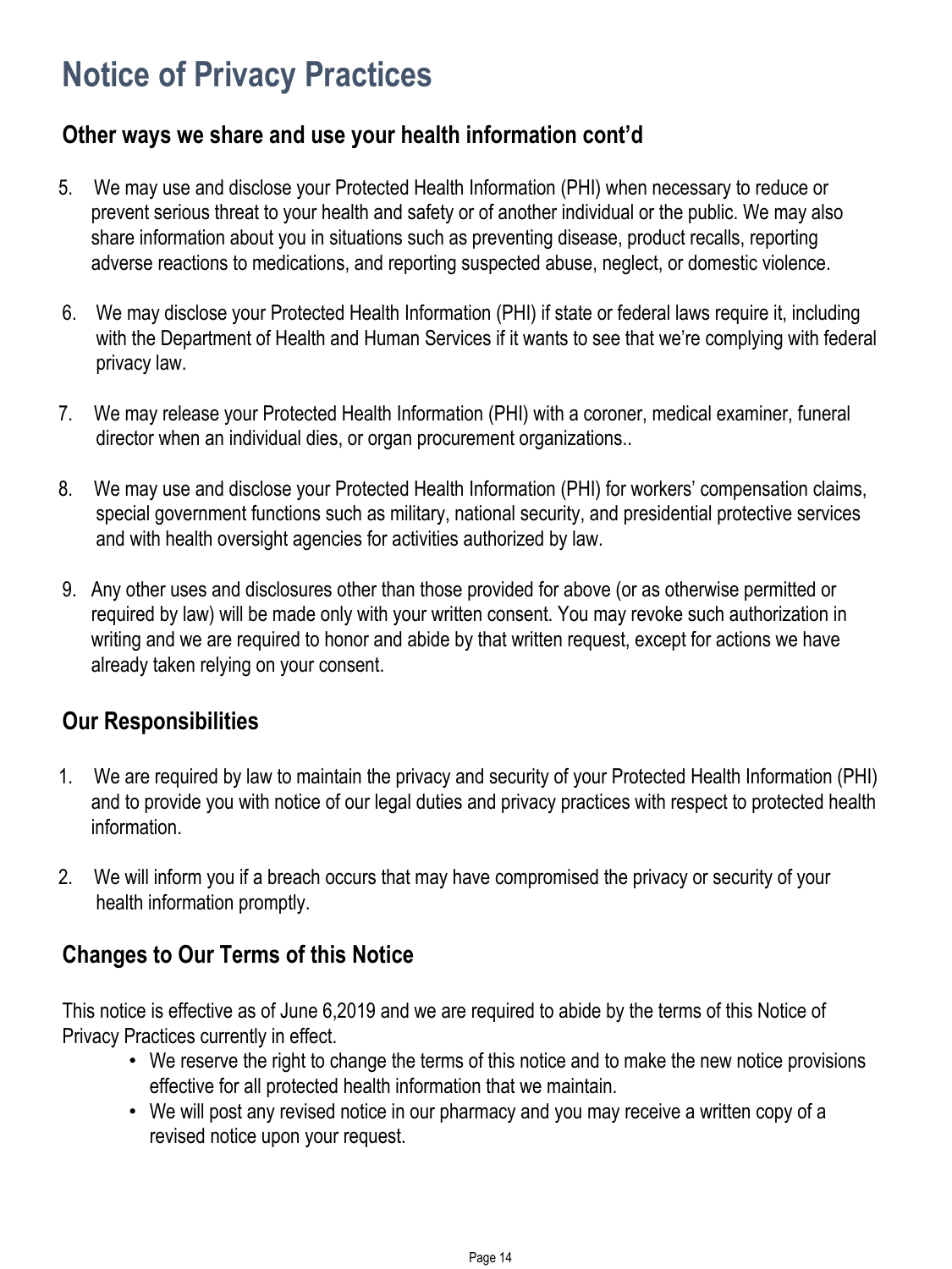# Notice of Privacy Practices

## Other ways we share and use your health information cont'd

5. We may use and disclose your Protected Health Information (PHI) when necessary to reduce or prevent serious threat to your health and safety or of another individual or the public. We may also share information about you in situations such as preventing disease, product recalls, reporting adverse reactions to medications, and reporting suspected abuse, neglect, or domestic violence.

6. We may disclose your Protected Health Information (PHI) if state or federal laws require it, including with the Department of Health and Human Services if it wants to see that we're complying with federal privacy law.

7. We may release your Protected Health Information (PHI) with a coroner, medical examiner, funeral director when an individual dies, or organ procurement organizations..

8. We may use and disclose your Protected Health Information (PHI) for workers' compensation claims, special government functions such as military, national security, and presidential protective services and with health oversight agencies for activities authorized by law.

9. Any other uses and disclosures other than those provided for above (or as otherwise permitted or required by law) will be made only with your written consent. You may revoke such authorization in writing and we are required to honor and abide by that written request, except for actions we have already taken relying on your consent.

## Our Responsibilities

1. We are required by law to maintain the privacy and security of your Protected Health Information (PHI) and to provide you with notice of our legal duties and privacy practices with respect to protected health information.

2. We will inform you if a breach occurs that may have compromised the privacy or security of your health information promptly.

## Changes to Our Terms of this Notice

This notice is effective as of June 6,2019 and we are required to abide by the terms of this Notice of Privacy Practices currently in effect.

- We reserve the right to change the terms of this notice and to make the new notice provisions effective for all protected health information that we maintain.
- We will post any revised notice in our pharmacy and you may receive a written copy of a revised notice upon your request.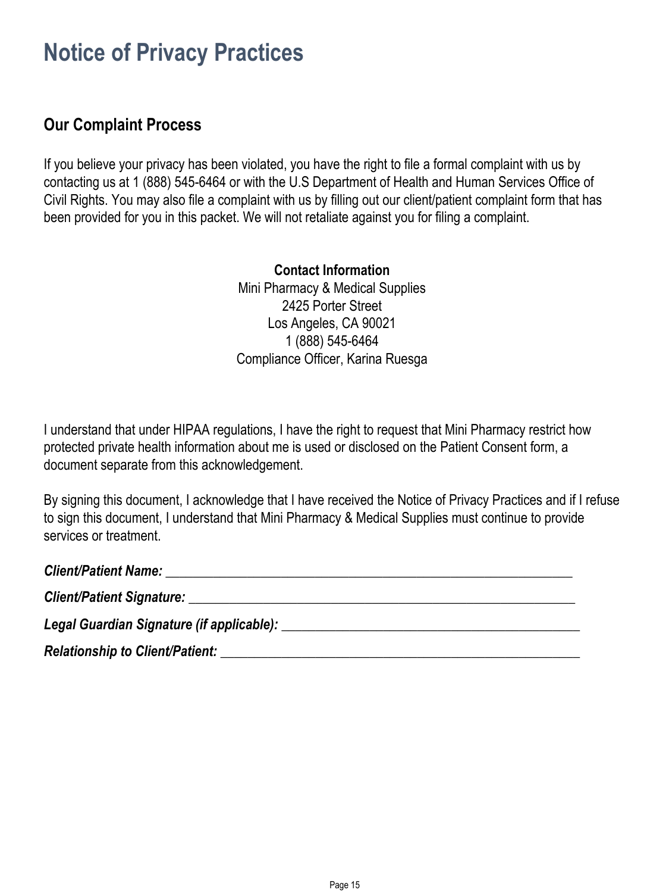# Notice of Privacy Practices

## Our Complaint Process

If you believe your privacy has been violated, you have the right to file a formal complaint with us by contacting us at 1 (888) 545-6464 or with the U.S Department of Health and Human Services Office of Civil Rights. You may also file a complaint with us by filling out our client/patient complaint form that has been provided for you in this packet. We will not retaliate against you for filing a complaint.

**Contact Information**
Mini Pharmacy & Medical Supplies
2425 Porter Street
Los Angeles, CA 90021
1 (888) 545-6464
Compliance Officer, Karina Ruesga

I understand that under HIPAA regulations, I have the right to request that Mini Pharmacy restrict how protected private health information about me is used or disclosed on the Patient Consent form, a document separate from this acknowledgement.

By signing this document, I acknowledge that I have received the Notice of Privacy Practices and if I refuse to sign this document, I understand that Mini Pharmacy & Medical Supplies must continue to provide services or treatment.

***Client/Patient Name:*** _______________________________________________________________

***Client/Patient Signature:*** ___________________________________________________________

***Legal Guardian Signature (if applicable):*** ____________________________________________

***Relationship to Client/Patient:*** _____________________________________________________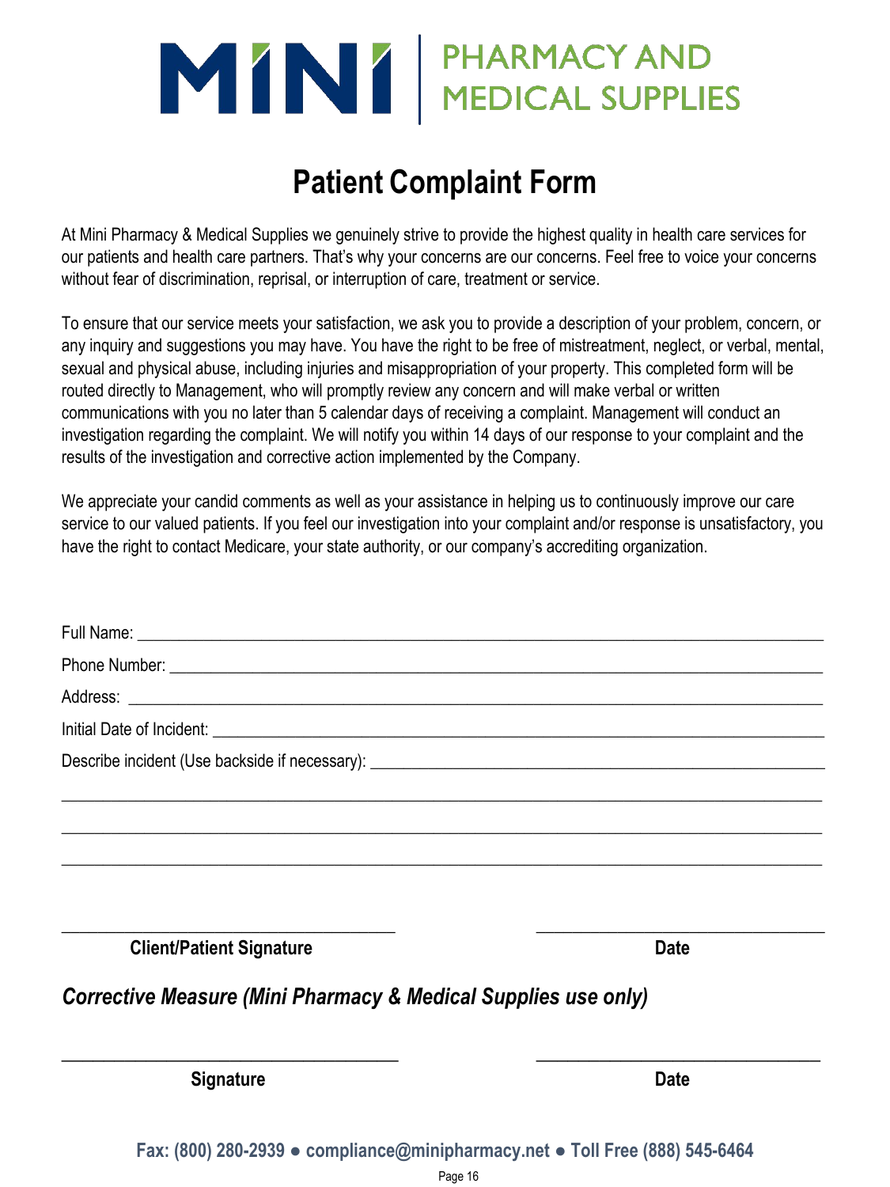MINI | PHARMACY AND MEDICAL SUPPLIES

# Patient Complaint Form

At Mini Pharmacy & Medical Supplies we genuinely strive to provide the highest quality in health care services for our patients and health care partners. That's why your concerns are our concerns. Feel free to voice your concerns without fear of discrimination, reprisal, or interruption of care, treatment or service.

To ensure that our service meets your satisfaction, we ask you to provide a description of your problem, concern, or any inquiry and suggestions you may have. You have the right to be free of mistreatment, neglect, or verbal, mental, sexual and physical abuse, including injuries and misappropriation of your property. This completed form will be routed directly to Management, who will promptly review any concern and will make verbal or written communications with you no later than 5 calendar days of receiving a complaint. Management will conduct an investigation regarding the complaint. We will notify you within 14 days of our response to your complaint and the results of the investigation and corrective action implemented by the Company.

We appreciate your candid comments as well as your assistance in helping us to continuously improve our care service to our valued patients. If you feel our investigation into your complaint and/or response is unsatisfactory, you have the right to contact Medicare, your state authority, or our company's accrediting organization.

Full Name: ______________________________________________

Phone Number: ______________________________________________

Address: ______________________________________________

Initial Date of Incident: ______________________________________________

Describe incident (Use backside if necessary): ______________________________

______________________________________________

______________________________________________

______________________________________________

______________________________ ______________________

**Client/Patient Signature** **Date**

***Corrective Measure (Mini Pharmacy & Medical Supplies use only)***

______________________________ ______________________

**Signature** **Date**

**Fax: (800) 280-2939 ● compliance@minipharmacy.net ● Toll Free (888) 545-6464**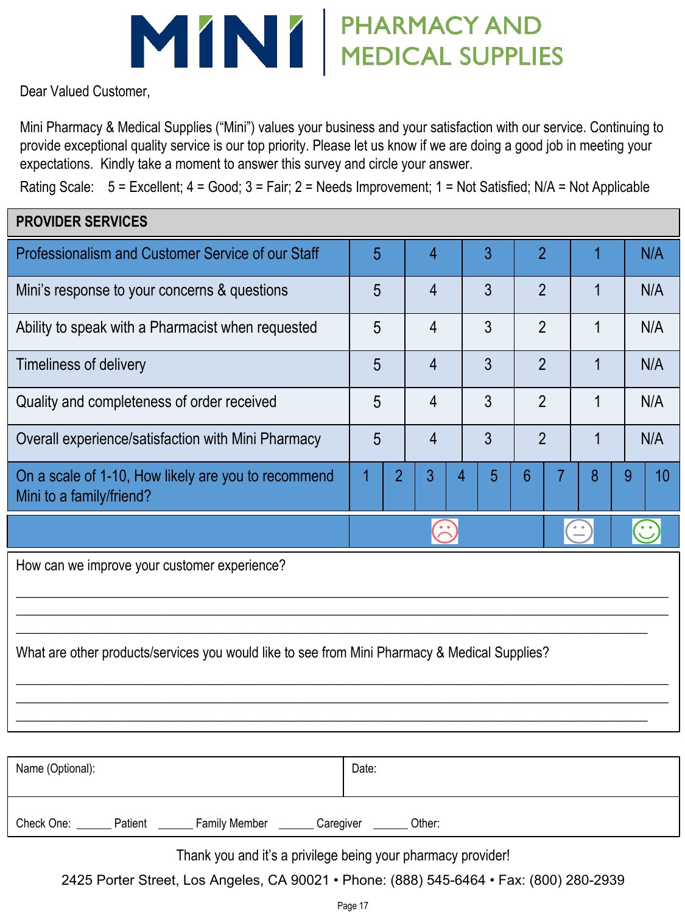# MINI | PHARMACY AND MEDICAL SUPPLIES

Dear Valued Customer,

Mini Pharmacy & Medical Supplies ("Mini") values your business and your satisfaction with our service. Continuing to provide exceptional quality service is our top priority. Please let us know if we are doing a good job in meeting your expectations. Kindly take a moment to answer this survey and circle your answer.

Rating Scale: 5 = Excellent; 4 = Good; 3 = Fair; 2 = Needs Improvement; 1 = Not Satisfied; N/A = Not Applicable

| PROVIDER SERVICES | | | | | | |
|---|---|---|---|---|---|---|
| Professionalism and Customer Service of our Staff | 5 | 4 | 3 | 2 | 1 | N/A |
| Mini's response to your concerns & questions | 5 | 4 | 3 | 2 | 1 | N/A |
| Ability to speak with a Pharmacist when requested | 5 | 4 | 3 | 2 | 1 | N/A |
| Timeliness of delivery | 5 | 4 | 3 | 2 | 1 | N/A |
| Quality and completeness of order received | 5 | 4 | 3 | 2 | 1 | N/A |
| Overall experience/satisfaction with Mini Pharmacy | 5 | 4 | 3 | 2 | 1 | N/A |

| | | | | | | | | | | |
|---|---|---|---|---|---|---|---|---|---|---|
| On a scale of 1-10, How likely are you to recommend Mini to a family/friend? | 1 | 2 | 3 | 4 | 5 | 6 | 7 | 8 | 9 | 10 |

How can we improve your customer experience?

_______________________________________________________________

_______________________________________________________________

_______________________________________________________________

What are other products/services you would like to see from Mini Pharmacy & Medical Supplies?

_______________________________________________________________

_______________________________________________________________

_______________________________________________________________

| | |
|---|---|
| Name (Optional): | Date: |

Check One: ______ Patient ______ Family Member ______ Caregiver ______ Other:

Thank you and it's a privilege being your pharmacy provider!

2425 Porter Street, Los Angeles, CA 90021 • Phone: (888) 545-6464 • Fax: (800) 280-2939